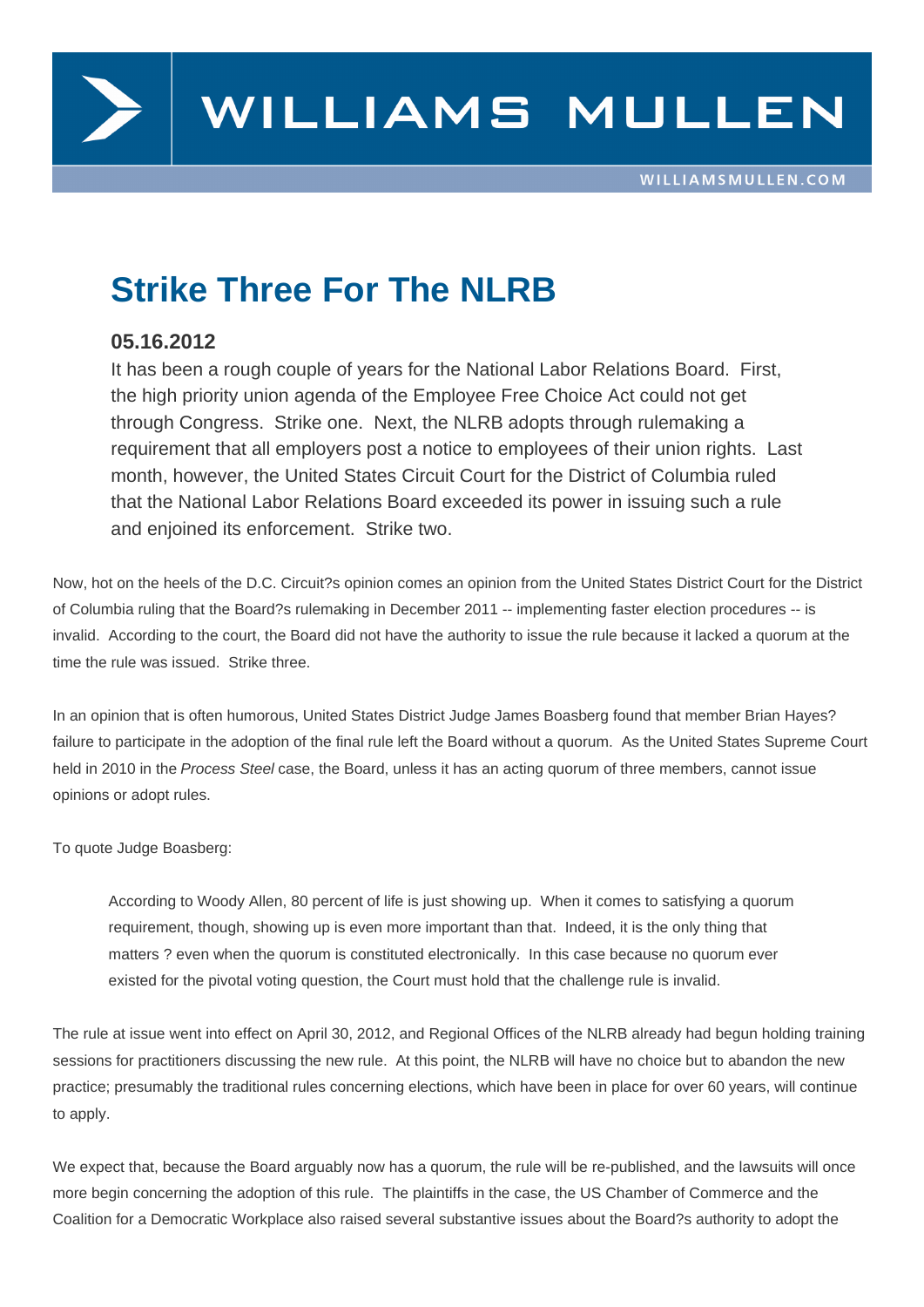# Strike Three For The NLRB

### 05.16.2012

It has been a rough couple of years for the National Labor Relations Board.  First, the high priority union agenda of the Employee Free Choice Act could not get through Congress.  Strike one.  Next, the NLRB adopts through rulemaking a requirement that all employers post a notice to employees of their union rights.  Last month, however, the United States Circuit Court for the District of Columbia ruled that the National Labor Relations Board exceeded its power in issuing such a rule and enjoined its enforcement.  Strike two.

Now, hot on the heels of the D.C. Circuit?s opinion comes an opinion from the United States District Court for the District of Columbia ruling that the Board?s rulemaking in December 2011 -- implementing faster election procedures -- is invalid.  According to the court, the Board did not have the authority to issue the rule because it lacked a quorum at the time the rule was issued.  Strike three.

In an opinion that is often humorous, United States District Judge James Boasberg found that member Brian Hayes? failure to participate in the adoption of the final rule left the Board without a quorum.  As the United States Supreme Court held in 2010 in the *Process Steel* case, the Board, unless it has an acting quorum of three members, cannot issue opinions or adopt rules.

To quote Judge Boasberg:

> According to Woody Allen, 80 percent of life is just showing up.  When it comes to satisfying a quorum requirement, though, showing up is even more important than that.  Indeed, it is the only thing that matters ? even when the quorum is constituted electronically.  In this case because no quorum ever existed for the pivotal voting question, the Court must hold that the challenge rule is invalid.

The rule at issue went into effect on April 30, 2012, and Regional Offices of the NLRB already had begun holding training sessions for practitioners discussing the new rule.  At this point, the NLRB will have no choice but to abandon the new practice; presumably the traditional rules concerning elections, which have been in place for over 60 years, will continue to apply.

We expect that, because the Board arguably now has a quorum, the rule will be re-published, and the lawsuits will once more begin concerning the adoption of this rule.  The plaintiffs in the case, the US Chamber of Commerce and the Coalition for a Democratic Workplace also raised several substantive issues about the Board?s authority to adopt the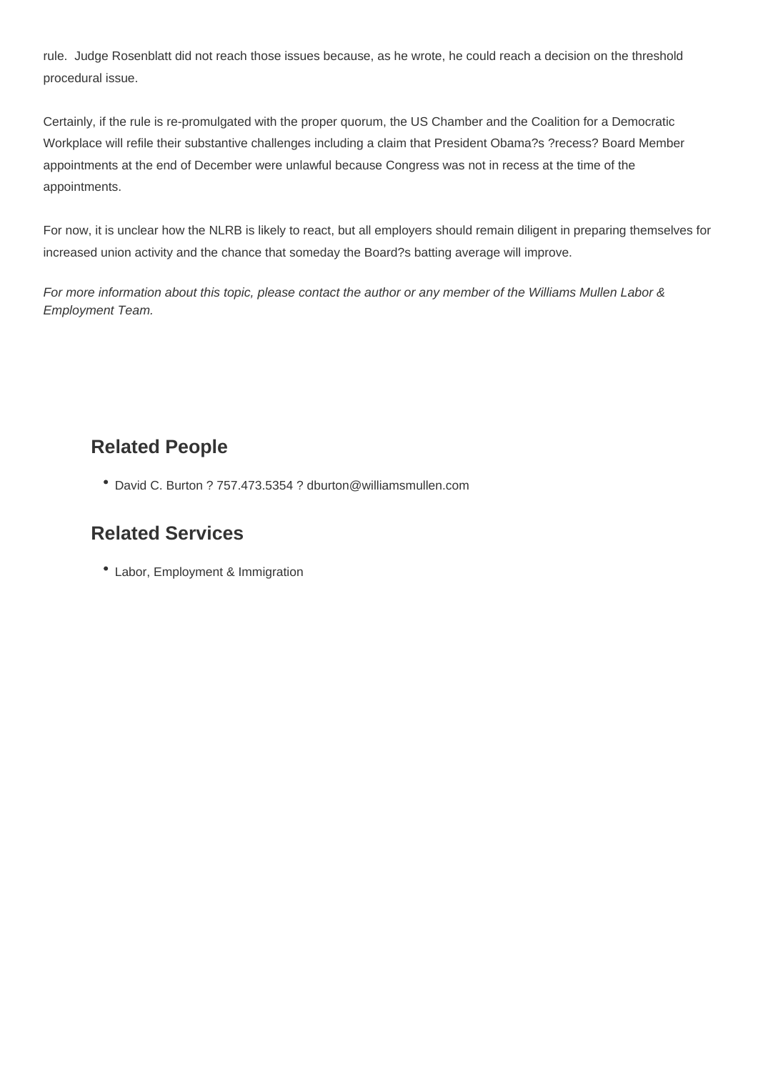rule.  Judge Rosenblatt did not reach those issues because, as he wrote, he could reach a decision on the threshold procedural issue.

Certainly, if the rule is re-promulgated with the proper quorum, the US Chamber and the Coalition for a Democratic Workplace will refile their substantive challenges including a claim that President Obama?s ?recess? Board Member appointments at the end of December were unlawful because Congress was not in recess at the time of the appointments.

For now, it is unclear how the NLRB is likely to react, but all employers should remain diligent in preparing themselves for increased union activity and the chance that someday the Board?s batting average will improve.

*For more information about this topic, please contact the author or any member of the Williams Mullen Labor & Employment Team.*

## Related People

- David C. Burton ? 757.473.5354 ? dburton@williamsmullen.com

## Related Services

- Labor, Employment & Immigration